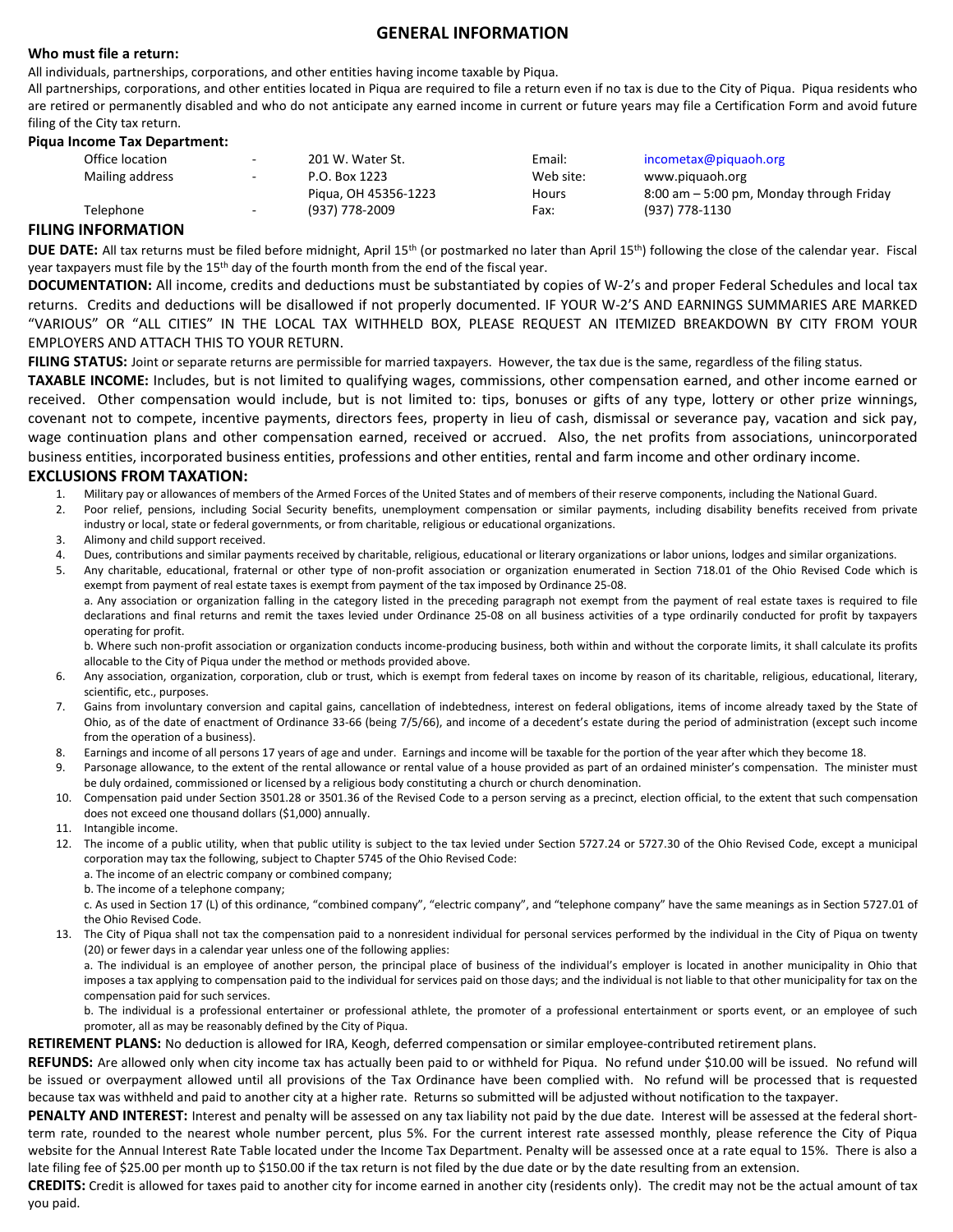# GENERAL INFORMATION

**Who must file a return:**

All individuals, partnerships, corporations, and other entities having income taxable by Piqua.

All partnerships, corporations, and other entities located in Piqua are required to file a return even if no tax is due to the City of Piqua. Piqua residents who are retired or permanently disabled and who do not anticipate any earned income in current or future years may file a Certification Form and avoid future filing of the City tax return.

**Piqua Income Tax Department:**

| | | | | |
|---|---|---|---|---|
| Office location | - | 201 W. Water St. | Email: | incometax@piquaoh.org |
| Mailing address | - | P.O. Box 1223<br>Piqua, OH 45356-1223 | Web site:<br>Hours | www.piquaoh.org<br>8:00 am – 5:00 pm, Monday through Friday |
| Telephone | - | (937) 778-2009 | Fax: | (937) 778-1130 |

## FILING INFORMATION

**DUE DATE:** All tax returns must be filed before midnight, April 15th (or postmarked no later than April 15th) following the close of the calendar year. Fiscal year taxpayers must file by the 15th day of the fourth month from the end of the fiscal year.

**DOCUMENTATION:** All income, credits and deductions must be substantiated by copies of W-2's and proper Federal Schedules and local tax returns. Credits and deductions will be disallowed if not properly documented. IF YOUR W-2'S AND EARNINGS SUMMARIES ARE MARKED "VARIOUS" OR "ALL CITIES" IN THE LOCAL TAX WITHHELD BOX, PLEASE REQUEST AN ITEMIZED BREAKDOWN BY CITY FROM YOUR EMPLOYERS AND ATTACH THIS TO YOUR RETURN.

**FILING STATUS:** Joint or separate returns are permissible for married taxpayers. However, the tax due is the same, regardless of the filing status.

**TAXABLE INCOME:** Includes, but is not limited to qualifying wages, commissions, other compensation earned, and other income earned or received. Other compensation would include, but is not limited to: tips, bonuses or gifts of any type, lottery or other prize winnings, covenant not to compete, incentive payments, directors fees, property in lieu of cash, dismissal or severance pay, vacation and sick pay, wage continuation plans and other compensation earned, received or accrued. Also, the net profits from associations, unincorporated business entities, incorporated business entities, professions and other entities, rental and farm income and other ordinary income.

## EXCLUSIONS FROM TAXATION:

1. Military pay or allowances of members of the Armed Forces of the United States and of members of their reserve components, including the National Guard.
2. Poor relief, pensions, including Social Security benefits, unemployment compensation or similar payments, including disability benefits received from private industry or local, state or federal governments, or from charitable, religious or educational organizations.
3. Alimony and child support received.
4. Dues, contributions and similar payments received by charitable, religious, educational or literary organizations or labor unions, lodges and similar organizations.
5. Any charitable, educational, fraternal or other type of non-profit association or organization enumerated in Section 718.01 of the Ohio Revised Code which is exempt from payment of real estate taxes is exempt from payment of the tax imposed by Ordinance 25-08.

   a. Any association or organization falling in the category listed in the preceding paragraph not exempt from the payment of real estate taxes is required to file declarations and final returns and remit the taxes levied under Ordinance 25-08 on all business activities of a type ordinarily conducted for profit by taxpayers operating for profit.

   b. Where such non-profit association or organization conducts income-producing business, both within and without the corporate limits, it shall calculate its profits allocable to the City of Piqua under the method or methods provided above.
6. Any association, organization, corporation, club or trust, which is exempt from federal taxes on income by reason of its charitable, religious, educational, literary, scientific, etc., purposes.
7. Gains from involuntary conversion and capital gains, cancellation of indebtedness, interest on federal obligations, items of income already taxed by the State of Ohio, as of the date of enactment of Ordinance 33-66 (being 7/5/66), and income of a decedent's estate during the period of administration (except such income from the operation of a business).
8. Earnings and income of all persons 17 years of age and under. Earnings and income will be taxable for the portion of the year after which they become 18.
9. Parsonage allowance, to the extent of the rental allowance or rental value of a house provided as part of an ordained minister's compensation. The minister must be duly ordained, commissioned or licensed by a religious body constituting a church or church denomination.
10. Compensation paid under Section 3501.28 or 3501.36 of the Revised Code to a person serving as a precinct, election official, to the extent that such compensation does not exceed one thousand dollars ($1,000) annually.
11. Intangible income.
12. The income of a public utility, when that public utility is subject to the tax levied under Section 5727.24 or 5727.30 of the Ohio Revised Code, except a municipal corporation may tax the following, subject to Chapter 5745 of the Ohio Revised Code:

    a. The income of an electric company or combined company;

    b. The income of a telephone company;

    c. As used in Section 17 (L) of this ordinance, "combined company", "electric company", and "telephone company" have the same meanings as in Section 5727.01 of the Ohio Revised Code.
13. The City of Piqua shall not tax the compensation paid to a nonresident individual for personal services performed by the individual in the City of Piqua on twenty (20) or fewer days in a calendar year unless one of the following applies:

    a. The individual is an employee of another person, the principal place of business of the individual's employer is located in another municipality in Ohio that imposes a tax applying to compensation paid to the individual for services paid on those days; and the individual is not liable to that other municipality for tax on the compensation paid for such services.

    b. The individual is a professional entertainer or professional athlete, the promoter of a professional entertainment or sports event, or an employee of such promoter, all as may be reasonably defined by the City of Piqua.

**RETIREMENT PLANS:** No deduction is allowed for IRA, Keogh, deferred compensation or similar employee-contributed retirement plans.

**REFUNDS:** Are allowed only when city income tax has actually been paid to or withheld for Piqua. No refund under $10.00 will be issued. No refund will be issued or overpayment allowed until all provisions of the Tax Ordinance have been complied with. No refund will be processed that is requested because tax was withheld and paid to another city at a higher rate. Returns so submitted will be adjusted without notification to the taxpayer.

**PENALTY AND INTEREST:** Interest and penalty will be assessed on any tax liability not paid by the due date. Interest will be assessed at the federal short-term rate, rounded to the nearest whole number percent, plus 5%. For the current interest rate assessed monthly, please reference the City of Piqua website for the Annual Interest Rate Table located under the Income Tax Department. Penalty will be assessed once at a rate equal to 15%. There is also a late filing fee of $25.00 per month up to $150.00 if the tax return is not filed by the due date or by the date resulting from an extension.

**CREDITS:** Credit is allowed for taxes paid to another city for income earned in another city (residents only). The credit may not be the actual amount of tax you paid.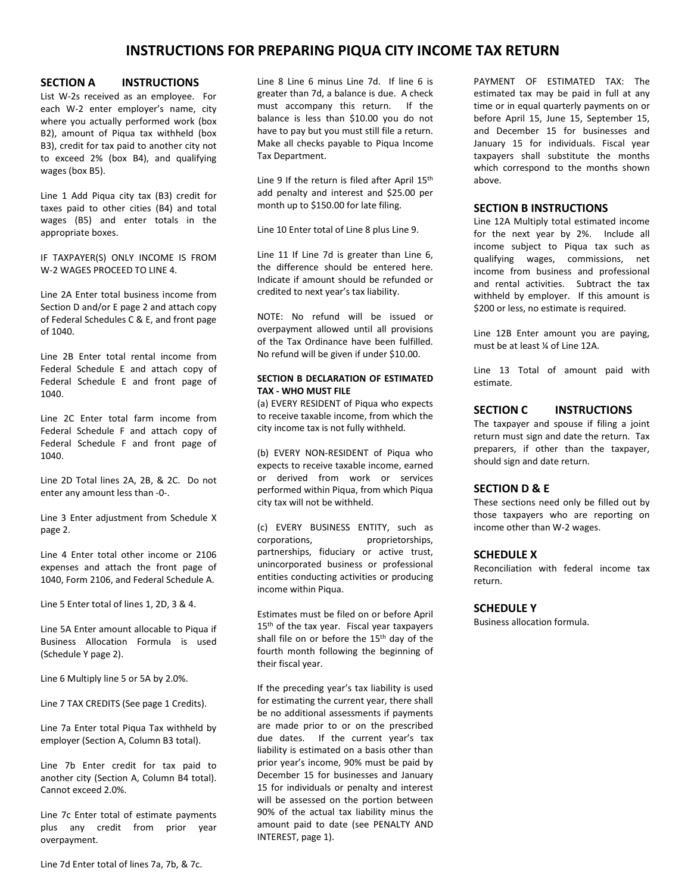# INSTRUCTIONS FOR PREPARING PIQUA CITY INCOME TAX RETURN

## SECTION A INSTRUCTIONS

List W-2s received as an employee. For each W-2 enter employer's name, city where you actually performed work (box B2), amount of Piqua tax withheld (box B3), credit for tax paid to another city not to exceed 2% (box B4), and qualifying wages (box B5).

Line 1 Add Piqua city tax (B3) credit for taxes paid to other cities (B4) and total wages (B5) and enter totals in the appropriate boxes.

IF TAXPAYER(S) ONLY INCOME IS FROM W-2 WAGES PROCEED TO LINE 4.

Line 2A Enter total business income from Section D and/or E page 2 and attach copy of Federal Schedules C & E, and front page of 1040.

Line 2B Enter total rental income from Federal Schedule E and attach copy of Federal Schedule E and front page of 1040.

Line 2C Enter total farm income from Federal Schedule F and attach copy of Federal Schedule F and front page of 1040.

Line 2D Total lines 2A, 2B, & 2C. Do not enter any amount less than -0-.

Line 3 Enter adjustment from Schedule X page 2.

Line 4 Enter total other income or 2106 expenses and attach the front page of 1040, Form 2106, and Federal Schedule A.

Line 5 Enter total of lines 1, 2D, 3 & 4.

Line 5A Enter amount allocable to Piqua if Business Allocation Formula is used (Schedule Y page 2).

Line 6 Multiply line 5 or 5A by 2.0%.

Line 7 TAX CREDITS (See page 1 Credits).

Line 7a Enter total Piqua Tax withheld by employer (Section A, Column B3 total).

Line 7b Enter credit for tax paid to another city (Section A, Column B4 total). Cannot exceed 2.0%.

Line 7c Enter total of estimate payments plus any credit from prior year overpayment.

Line 7d Enter total of lines 7a, 7b, & 7c.

Line 8 Line 6 minus Line 7d. If line 6 is greater than 7d, a balance is due. A check must accompany this return. If the balance is less than $10.00 you do not have to pay but you must still file a return. Make all checks payable to Piqua Income Tax Department.

Line 9 If the return is filed after April 15th add penalty and interest and $25.00 per month up to $150.00 for late filing.

Line 10 Enter total of Line 8 plus Line 9.

Line 11 If Line 7d is greater than Line 6, the difference should be entered here. Indicate if amount should be refunded or credited to next year's tax liability.

NOTE: No refund will be issued or overpayment allowed until all provisions of the Tax Ordinance have been fulfilled. No refund will be given if under $10.00.

**SECTION B DECLARATION OF ESTIMATED TAX - WHO MUST FILE**

(a) EVERY RESIDENT of Piqua who expects to receive taxable income, from which the city income tax is not fully withheld.

(b) EVERY NON-RESIDENT of Piqua who expects to receive taxable income, earned or derived from work or services performed within Piqua, from which Piqua city tax will not be withheld.

(c) EVERY BUSINESS ENTITY, such as corporations, proprietorships, partnerships, fiduciary or active trust, unincorporated business or professional entities conducting activities or producing income within Piqua.

Estimates must be filed on or before April 15th of the tax year. Fiscal year taxpayers shall file on or before the 15th day of the fourth month following the beginning of their fiscal year.

If the preceding year's tax liability is used for estimating the current year, there shall be no additional assessments if payments are made prior to or on the prescribed due dates. If the current year's tax liability is estimated on a basis other than prior year's income, 90% must be paid by December 15 for businesses and January 15 for individuals or penalty and interest will be assessed on the portion between 90% of the actual tax liability minus the amount paid to date (see PENALTY AND INTEREST, page 1).

PAYMENT OF ESTIMATED TAX: The estimated tax may be paid in full at any time or in equal quarterly payments on or before April 15, June 15, September 15, and December 15 for businesses and January 15 for individuals. Fiscal year taxpayers shall substitute the months which correspond to the months shown above.

## SECTION B INSTRUCTIONS

Line 12A Multiply total estimated income for the next year by 2%. Include all income subject to Piqua tax such as qualifying wages, commissions, net income from business and professional and rental activities. Subtract the tax withheld by employer. If this amount is $200 or less, no estimate is required.

Line 12B Enter amount you are paying, must be at least ¼ of Line 12A.

Line 13 Total of amount paid with estimate.

## SECTION C INSTRUCTIONS

The taxpayer and spouse if filing a joint return must sign and date the return. Tax preparers, if other than the taxpayer, should sign and date return.

## SECTION D & E

These sections need only be filled out by those taxpayers who are reporting on income other than W-2 wages.

## SCHEDULE X

Reconciliation with federal income tax return.

## SCHEDULE Y

Business allocation formula.